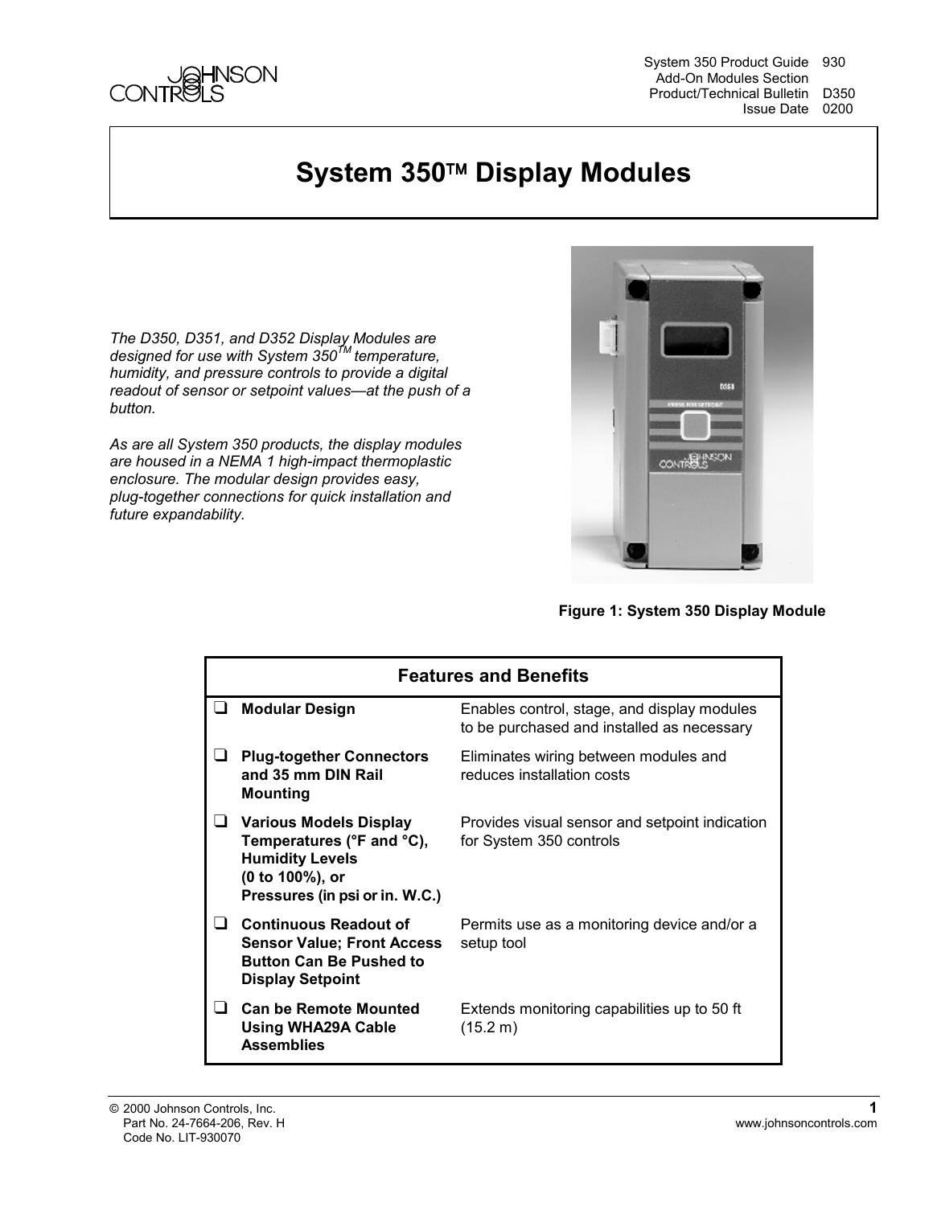System 350 Product Guide 930
Add-On Modules Section
Product/Technical Bulletin D350
Issue Date 0200

# System 350™ Display Modules

*The D350, D351, and D352 Display Modules are designed for use with System 350™ temperature, humidity, and pressure controls to provide a digital readout of sensor or setpoint values—at the push of a button.*

*As are all System 350 products, the display modules are housed in a NEMA 1 high-impact thermoplastic enclosure. The modular design provides easy, plug-together connections for quick installation and future expandability.*

**Figure 1: System 350 Display Module**

| Features and Benefits | |
|---|---|
| ❑ **Modular Design** | Enables control, stage, and display modules to be purchased and installed as necessary |
| ❑ **Plug-together Connectors and 35 mm DIN Rail Mounting** | Eliminates wiring between modules and reduces installation costs |
| ❑ **Various Models Display Temperatures (°F and °C), Humidity Levels (0 to 100%), or Pressures (in psi or in. W.C.)** | Provides visual sensor and setpoint indication for System 350 controls |
| ❑ **Continuous Readout of Sensor Value; Front Access Button Can Be Pushed to Display Setpoint** | Permits use as a monitoring device and/or a setup tool |
| ❑ **Can be Remote Mounted Using WHA29A Cable Assemblies** | Extends monitoring capabilities up to 50 ft (15.2 m) |

© 2000 Johnson Controls, Inc.
Part No. 24-7664-206, Rev. H
Code No. LIT-930070

www.johnsoncontrols.com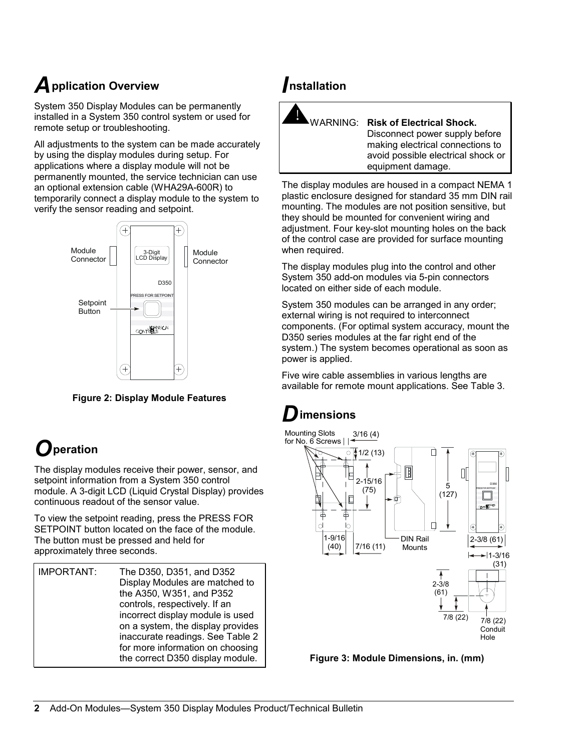## Application Overview

System 350 Display Modules can be permanently installed in a System 350 control system or used for remote setup or troubleshooting.

All adjustments to the system can be made accurately by using the display modules during setup. For applications where a display module will not be permanently mounted, the service technician can use an optional extension cable (WHA29A-600R) to temporarily connect a display module to the system to verify the sensor reading and setpoint.

**Figure 2: Display Module Features**

## Operation

The display modules receive their power, sensor, and setpoint information from a System 350 control module. A 3-digit LCD (Liquid Crystal Display) provides continuous readout of the sensor value.

To view the setpoint reading, press the PRESS FOR SETPOINT button located on the face of the module. The button must be pressed and held for approximately three seconds.

| IMPORTANT: | The D350, D351, and D352 Display Modules are matched to the A350, W351, and P352 controls, respectively. If an incorrect display module is used on a system, the display provides inaccurate readings. See Table 2 for more information on choosing the correct D350 display module. |
|---|---|

## Installation

| WARNING: | **Risk of Electrical Shock.** Disconnect power supply before making electrical connections to avoid possible electrical shock or equipment damage. |
|---|---|

The display modules are housed in a compact NEMA 1 plastic enclosure designed for standard 35 mm DIN rail mounting. The modules are not position sensitive, but they should be mounted for convenient wiring and adjustment. Four key-slot mounting holes on the back of the control case are provided for surface mounting when required.

The display modules plug into the control and other System 350 add-on modules via 5-pin connectors located on either side of each module.

System 350 modules can be arranged in any order; external wiring is not required to interconnect components. (For optimal system accuracy, mount the D350 series modules at the far right end of the system.) The system becomes operational as soon as power is applied.

Five wire cable assemblies in various lengths are available for remote mount applications. See Table 3.

## Dimensions

**Figure 3: Module Dimensions, in. (mm)**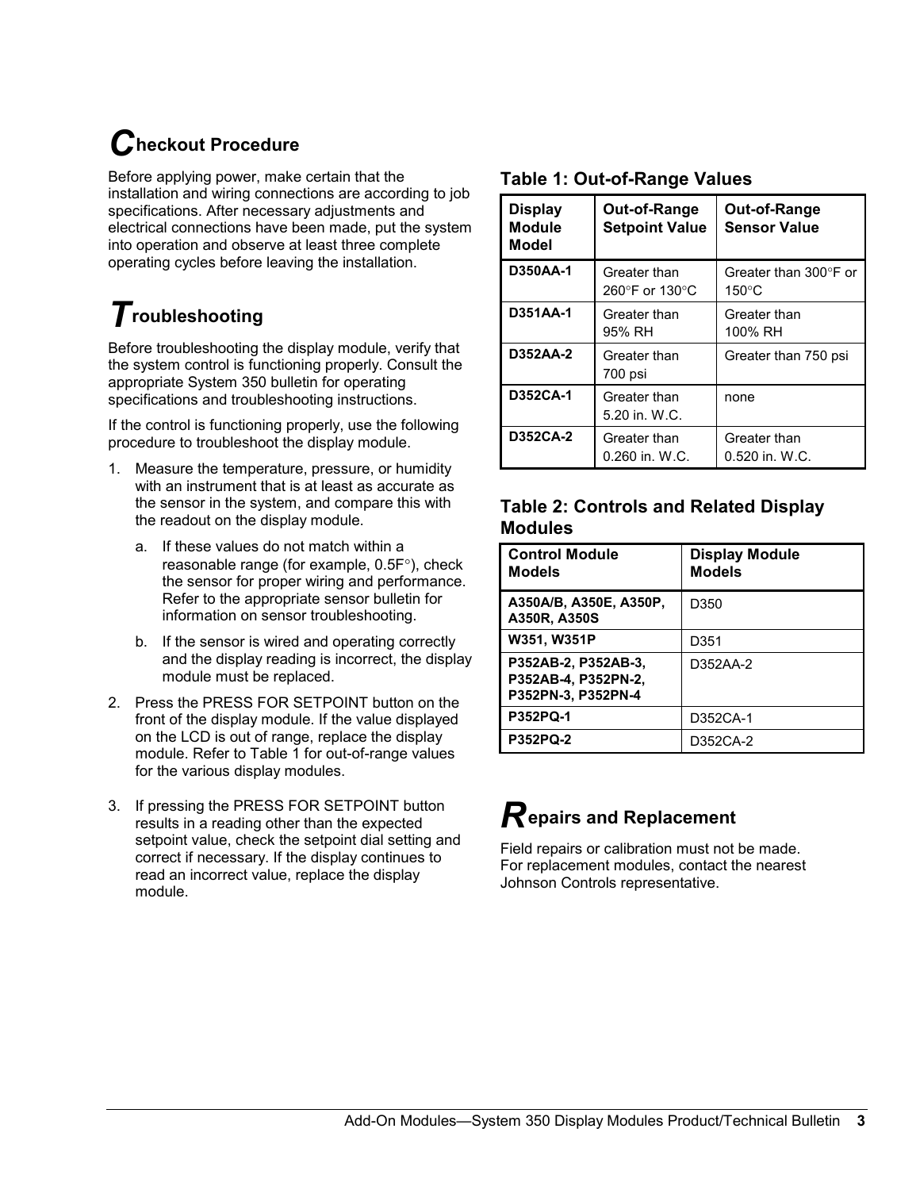## Checkout Procedure

Before applying power, make certain that the installation and wiring connections are according to job specifications. After necessary adjustments and electrical connections have been made, put the system into operation and observe at least three complete operating cycles before leaving the installation.

## Troubleshooting

Before troubleshooting the display module, verify that the system control is functioning properly. Consult the appropriate System 350 bulletin for operating specifications and troubleshooting instructions.

If the control is functioning properly, use the following procedure to troubleshoot the display module.

1. Measure the temperature, pressure, or humidity with an instrument that is at least as accurate as the sensor in the system, and compare this with the readout on the display module.

   a. If these values do not match within a reasonable range (for example, 0.5F°), check the sensor for proper wiring and performance. Refer to the appropriate sensor bulletin for information on sensor troubleshooting.

   b. If the sensor is wired and operating correctly and the display reading is incorrect, the display module must be replaced.

2. Press the PRESS FOR SETPOINT button on the front of the display module. If the value displayed on the LCD is out of range, replace the display module. Refer to Table 1 for out-of-range values for the various display modules.

3. If pressing the PRESS FOR SETPOINT button results in a reading other than the expected setpoint value, check the setpoint dial setting and correct if necessary. If the display continues to read an incorrect value, replace the display module.

### Table 1: Out-of-Range Values

| Display Module Model | Out-of-Range Setpoint Value | Out-of-Range Sensor Value |
|---|---|---|
| **D350AA-1** | Greater than 260°F or 130°C | Greater than 300°F or 150°C |
| **D351AA-1** | Greater than 95% RH | Greater than 100% RH |
| **D352AA-2** | Greater than 700 psi | Greater than 750 psi |
| **D352CA-1** | Greater than 5.20 in. W.C. | none |
| **D352CA-2** | Greater than 0.260 in. W.C. | Greater than 0.520 in. W.C. |

### Table 2: Controls and Related Display Modules

| Control Module Models | Display Module Models |
|---|---|
| **A350A/B, A350E, A350P, A350R, A350S** | D350 |
| **W351, W351P** | D351 |
| **P352AB-2, P352AB-3, P352AB-4, P352PN-2, P352PN-3, P352PN-4** | D352AA-2 |
| **P352PQ-1** | D352CA-1 |
| **P352PQ-2** | D352CA-2 |

## Repairs and Replacement

Field repairs or calibration must not be made. For replacement modules, contact the nearest Johnson Controls representative.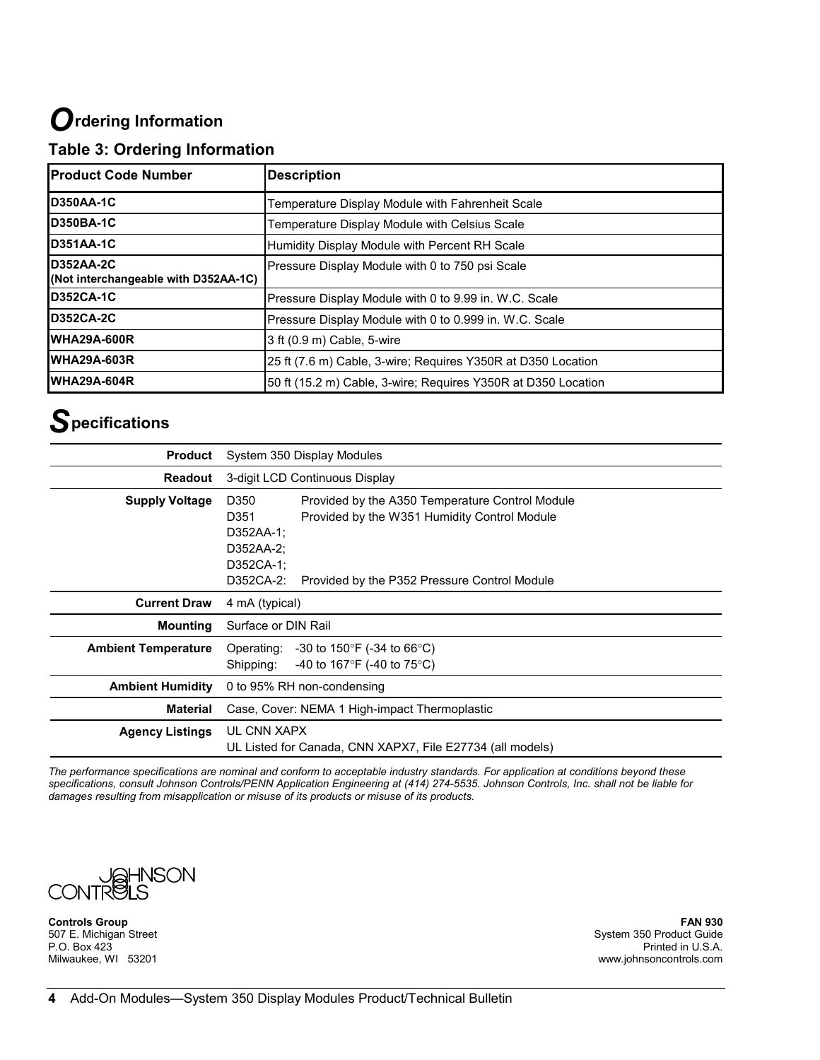# Ordering Information

## Table 3: Ordering Information

| Product Code Number | Description |
|---|---|
| **D350AA-1C** | Temperature Display Module with Fahrenheit Scale |
| **D350BA-1C** | Temperature Display Module with Celsius Scale |
| **D351AA-1C** | Humidity Display Module with Percent RH Scale |
| **D352AA-2C (Not interchangeable with D352AA-1C)** | Pressure Display Module with 0 to 750 psi Scale |
| **D352CA-1C** | Pressure Display Module with 0 to 9.99 in. W.C. Scale |
| **D352CA-2C** | Pressure Display Module with 0 to 0.999 in. W.C. Scale |
| **WHA29A-600R** | 3 ft (0.9 m) Cable, 5-wire |
| **WHA29A-603R** | 25 ft (7.6 m) Cable, 3-wire; Requires Y350R at D350 Location |
| **WHA29A-604R** | 50 ft (15.2 m) Cable, 3-wire; Requires Y350R at D350 Location |

# Specifications

| | |
|---|---|
| **Product** | System 350 Display Modules |
| **Readout** | 3-digit LCD Continuous Display |
| **Supply Voltage** | D350 Provided by the A350 Temperature Control Module<br>D351 Provided by the W351 Humidity Control Module<br>D352AA-1;<br>D352AA-2;<br>D352CA-1;<br>D352CA-2: Provided by the P352 Pressure Control Module |
| **Current Draw** | 4 mA (typical) |
| **Mounting** | Surface or DIN Rail |
| **Ambient Temperature** | Operating: -30 to 150°F (-34 to 66°C)<br>Shipping: -40 to 167°F (-40 to 75°C) |
| **Ambient Humidity** | 0 to 95% RH non-condensing |
| **Material** | Case, Cover: NEMA 1 High-impact Thermoplastic |
| **Agency Listings** | UL CNN XAPX<br>UL Listed for Canada, CNN XAPX7, File E27734 (all models) |

*The performance specifications are nominal and conform to acceptable industry standards. For application at conditions beyond these specifications, consult Johnson Controls/PENN Application Engineering at (414) 274-5535. Johnson Controls, Inc. shall not be liable for damages resulting from misapplication or misuse of its products or misuse of its products.*

JOHNSON CONTROLS

**Controls Group**
507 E. Michigan Street
P.O. Box 423
Milwaukee, WI 53201

**FAN 930**
System 350 Product Guide
Printed in U.S.A.
www.johnsoncontrols.com